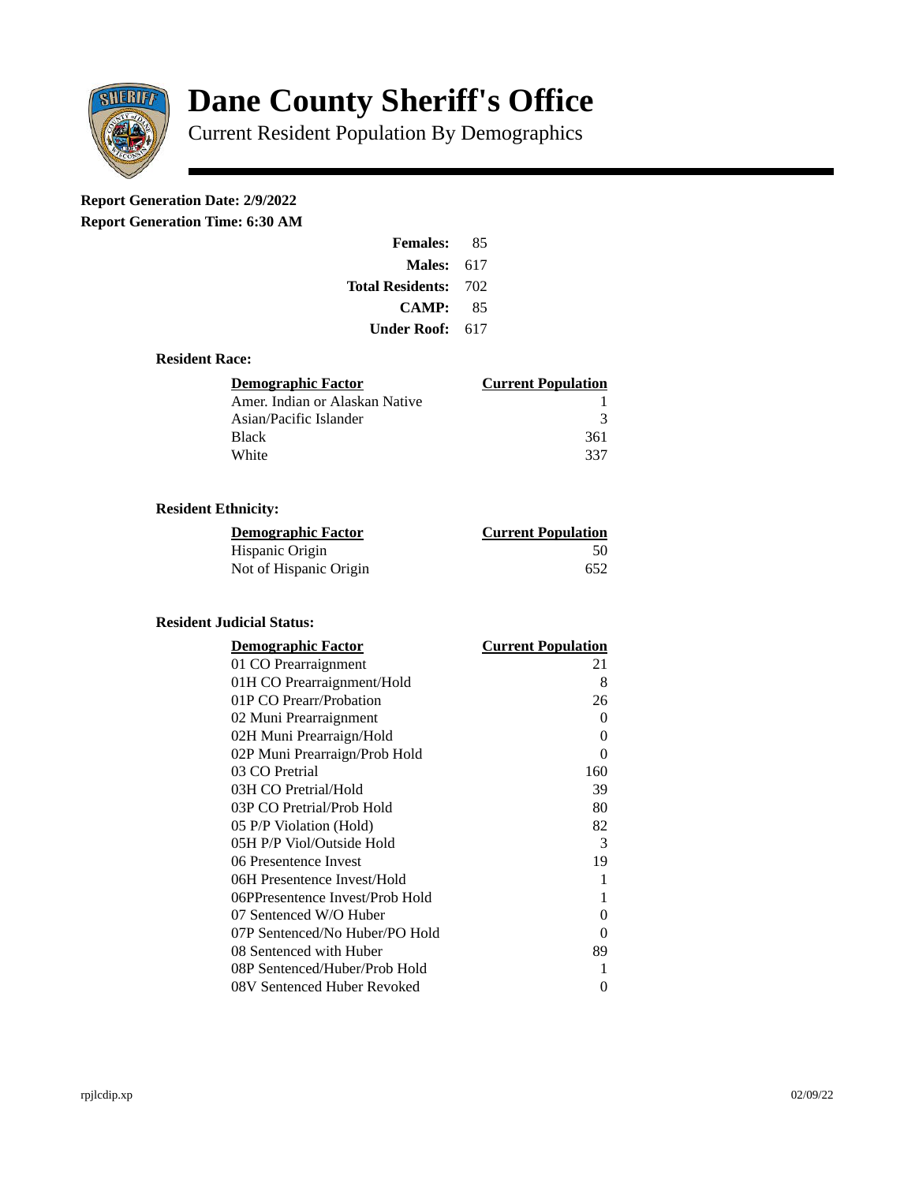# Dane County Sheriff's Office

## Current Resident Population By Demographics

**Report Generation Date: 2/9/2022**

**Report Generation Time: 6:30 AM**

| | |
|---|---|
| **Females:** | 85 |
| **Males:** | 617 |
| **Total Residents:** | 702 |
| **CAMP:** | 85 |
| **Under Roof:** | 617 |

### Resident Race:

| Demographic Factor | Current Population |
|---|---|
| Amer. Indian or Alaskan Native | 1 |
| Asian/Pacific Islander | 3 |
| Black | 361 |
| White | 337 |

### Resident Ethnicity:

| Demographic Factor | Current Population |
|---|---|
| Hispanic Origin | 50 |
| Not of Hispanic Origin | 652 |

### Resident Judicial Status:

| Demographic Factor | Current Population |
|---|---|
| 01 CO Prearraignment | 21 |
| 01H CO Prearraignment/Hold | 8 |
| 01P CO Prearr/Probation | 26 |
| 02 Muni Prearraignment | 0 |
| 02H Muni Prearraign/Hold | 0 |
| 02P Muni Prearraign/Prob Hold | 0 |
| 03 CO Pretrial | 160 |
| 03H CO Pretrial/Hold | 39 |
| 03P CO Pretrial/Prob Hold | 80 |
| 05 P/P Violation (Hold) | 82 |
| 05H P/P Viol/Outside Hold | 3 |
| 06 Presentence Invest | 19 |
| 06H Presentence Invest/Hold | 1 |
| 06PPresentence Invest/Prob Hold | 1 |
| 07 Sentenced W/O Huber | 0 |
| 07P Sentenced/No Huber/PO Hold | 0 |
| 08 Sentenced with Huber | 89 |
| 08P Sentenced/Huber/Prob Hold | 1 |
| 08V Sentenced Huber Revoked | 0 |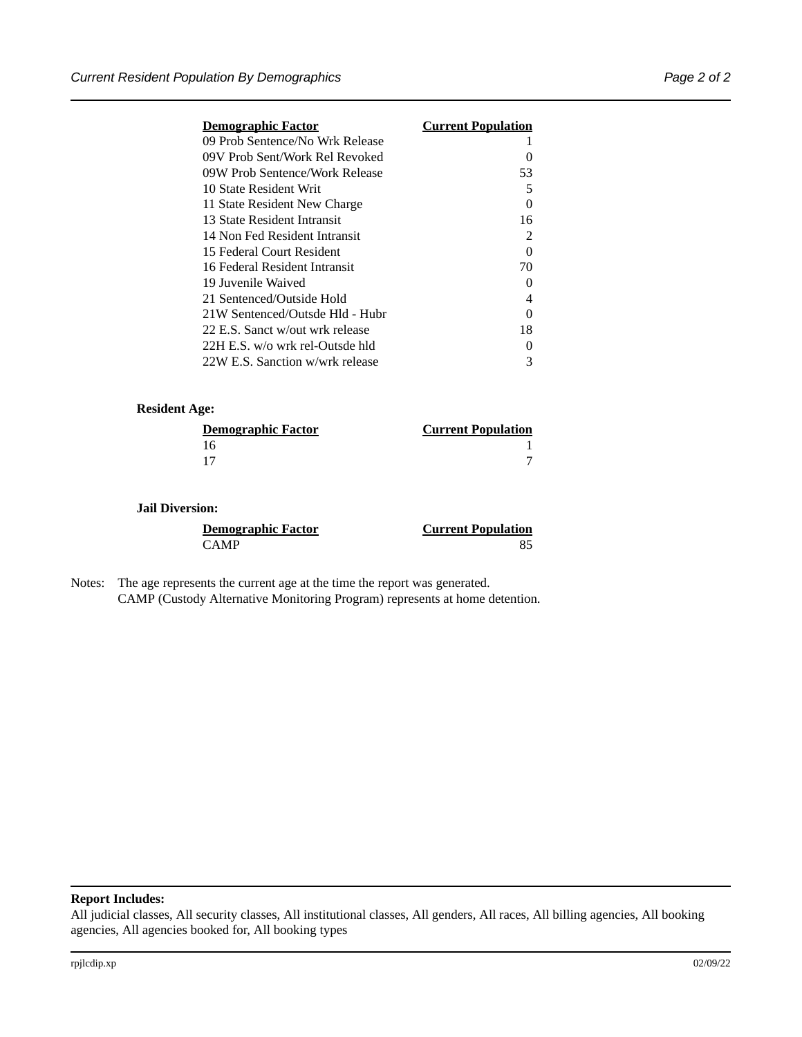| Demographic Factor | Current Population |
| --- | --- |
| 09 Prob Sentence/No Wrk Release | 1 |
| 09V Prob Sent/Work Rel Revoked | 0 |
| 09W Prob Sentence/Work Release | 53 |
| 10 State Resident Writ | 5 |
| 11 State Resident New Charge | 0 |
| 13 State Resident Intransit | 16 |
| 14 Non Fed Resident Intransit | 2 |
| 15 Federal Court Resident | 0 |
| 16 Federal Resident Intransit | 70 |
| 19 Juvenile Waived | 0 |
| 21 Sentenced/Outside Hold | 4 |
| 21W Sentenced/Outsde Hld - Hubr | 0 |
| 22 E.S. Sanct w/out wrk release | 18 |
| 22H E.S. w/o wrk rel-Outsde hld | 0 |
| 22W E.S. Sanction w/wrk release | 3 |

**Resident Age:**

| Demographic Factor | Current Population |
| --- | --- |
| 16 | 1 |
| 17 | 7 |

**Jail Diversion:**

| Demographic Factor | Current Population |
| --- | --- |
| CAMP | 85 |

Notes: The age represents the current age at the time the report was generated.
CAMP (Custody Alternative Monitoring Program) represents at home detention.

**Report Includes:**
All judicial classes, All security classes, All institutional classes, All genders, All races, All billing agencies, All booking agencies, All agencies booked for, All booking types

rpjlcdip.xp 02/09/22